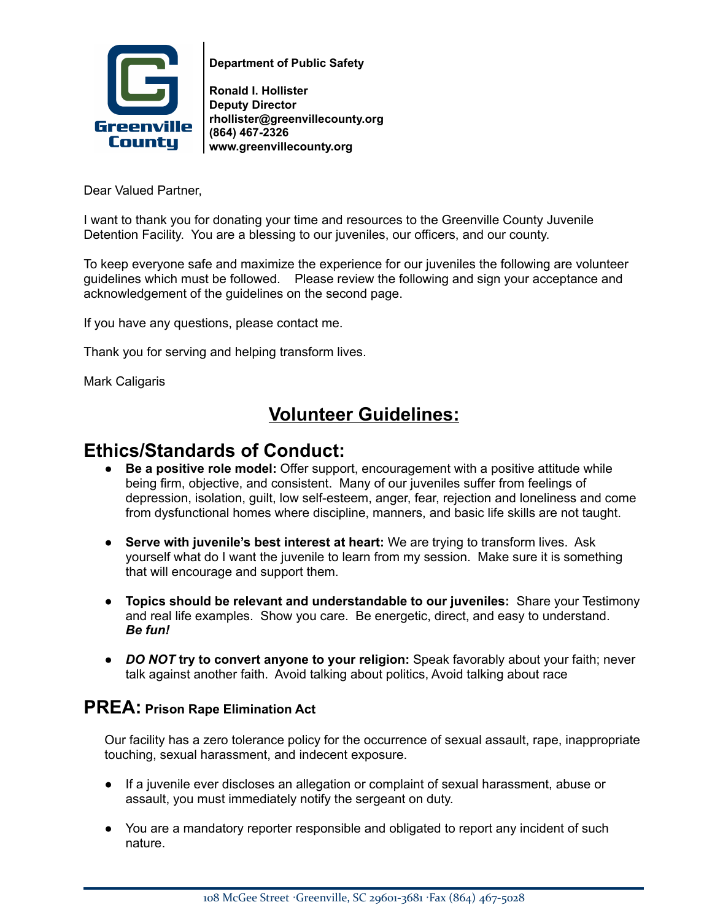Greenville County

**Department of Public Safety**

**Ronald I. Hollister**
**Deputy Director**
**rhollister@greenvillecounty.org**
**(864) 467-2326**
**www.greenvillecounty.org**

Dear Valued Partner,

I want to thank you for donating your time and resources to the Greenville County Juvenile Detention Facility. You are a blessing to our juveniles, our officers, and our county.

To keep everyone safe and maximize the experience for our juveniles the following are volunteer guidelines which must be followed. Please review the following and sign your acceptance and acknowledgement of the guidelines on the second page.

If you have any questions, please contact me.

Thank you for serving and helping transform lives.

Mark Caligaris

# Volunteer Guidelines:

## Ethics/Standards of Conduct:

- **Be a positive role model:** Offer support, encouragement with a positive attitude while being firm, objective, and consistent. Many of our juveniles suffer from feelings of depression, isolation, guilt, low self-esteem, anger, fear, rejection and loneliness and come from dysfunctional homes where discipline, manners, and basic life skills are not taught.

- **Serve with juvenile's best interest at heart:** We are trying to transform lives. Ask yourself what do I want the juvenile to learn from my session. Make sure it is something that will encourage and support them.

- **Topics should be relevant and understandable to our juveniles:** Share your Testimony and real life examples. Show you care. Be energetic, direct, and easy to understand. ***Be fun!***

- ***DO NOT*** **try to convert anyone to your religion:** Speak favorably about your faith; never talk against another faith. Avoid talking about politics, Avoid talking about race

## PREA: Prison Rape Elimination Act

Our facility has a zero tolerance policy for the occurrence of sexual assault, rape, inappropriate touching, sexual harassment, and indecent exposure.

- If a juvenile ever discloses an allegation or complaint of sexual harassment, abuse or assault, you must immediately notify the sergeant on duty.

- You are a mandatory reporter responsible and obligated to report any incident of such nature.

108 McGee Street ·Greenville, SC 29601-3681 ·Fax (864) 467-5028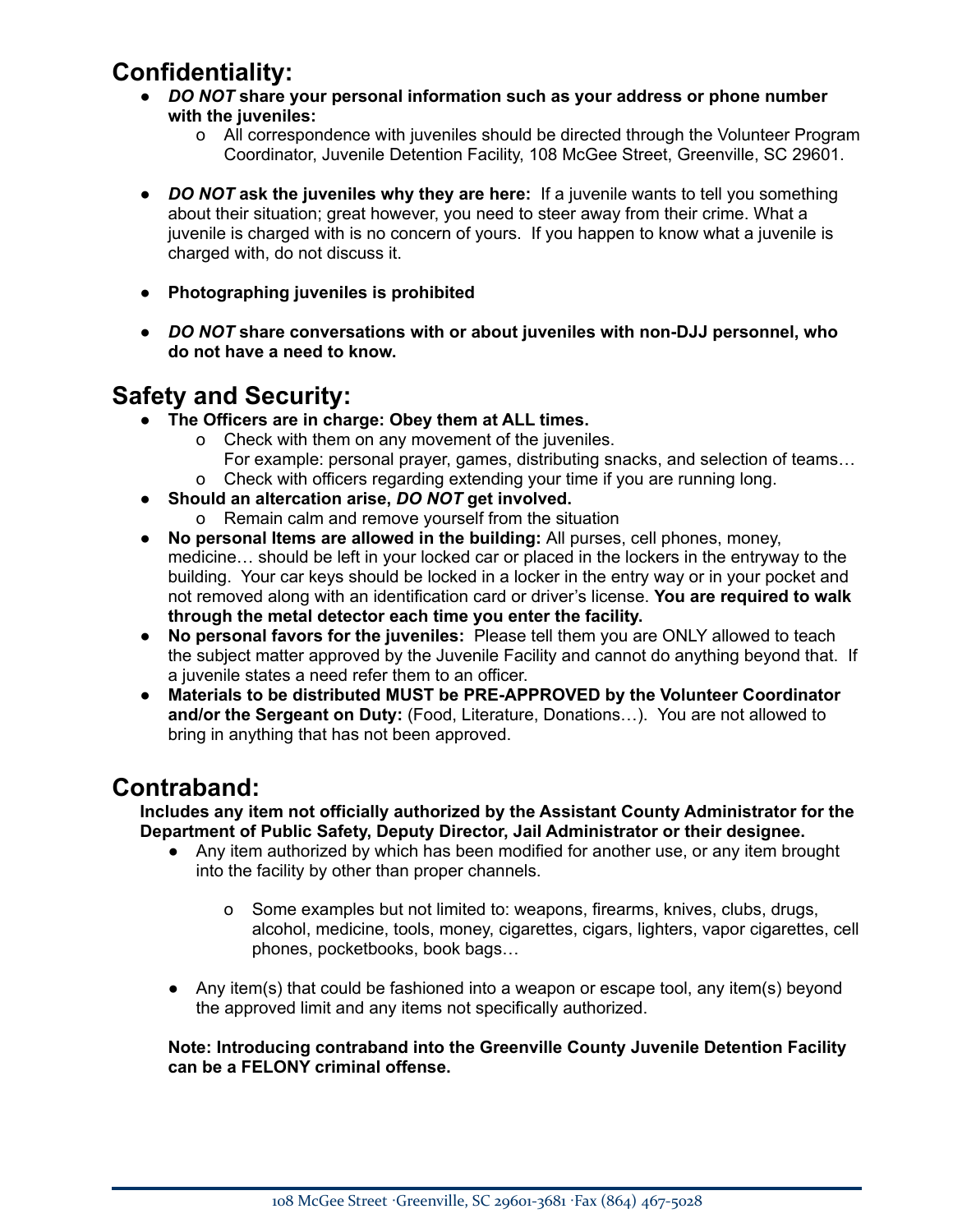## Confidentiality:

- ***DO NOT* share your personal information such as your address or phone number with the juveniles:**
    - All correspondence with juveniles should be directed through the Volunteer Program Coordinator, Juvenile Detention Facility, 108 McGee Street, Greenville, SC 29601.

- ***DO NOT* ask the juveniles why they are here:** If a juvenile wants to tell you something about their situation; great however, you need to steer away from their crime. What a juvenile is charged with is no concern of yours. If you happen to know what a juvenile is charged with, do not discuss it.

- **Photographing juveniles is prohibited**

- ***DO NOT* share conversations with or about juveniles with non-DJJ personnel, who do not have a need to know.**

## Safety and Security:

- **The Officers are in charge: Obey them at ALL times.**
    - Check with them on any movement of the juveniles.
      For example: personal prayer, games, distributing snacks, and selection of teams…
    - Check with officers regarding extending your time if you are running long.
- **Should an altercation arise, *DO NOT* get involved.**
    - Remain calm and remove yourself from the situation
- **No personal Items are allowed in the building:** All purses, cell phones, money, medicine… should be left in your locked car or placed in the lockers in the entryway to the building. Your car keys should be locked in a locker in the entry way or in your pocket and not removed along with an identification card or driver's license. **You are required to walk through the metal detector each time you enter the facility.**
- **No personal favors for the juveniles:** Please tell them you are ONLY allowed to teach the subject matter approved by the Juvenile Facility and cannot do anything beyond that. If a juvenile states a need refer them to an officer.
- **Materials to be distributed MUST be PRE-APPROVED by the Volunteer Coordinator and/or the Sergeant on Duty:** (Food, Literature, Donations…). You are not allowed to bring in anything that has not been approved.

## Contraband:

**Includes any item not officially authorized by the Assistant County Administrator for the Department of Public Safety, Deputy Director, Jail Administrator or their designee.**

- Any item authorized by which has been modified for another use, or any item brought into the facility by other than proper channels.

    - Some examples but not limited to: weapons, firearms, knives, clubs, drugs, alcohol, medicine, tools, money, cigarettes, cigars, lighters, vapor cigarettes, cell phones, pocketbooks, book bags…

- Any item(s) that could be fashioned into a weapon or escape tool, any item(s) beyond the approved limit and any items not specifically authorized.

**Note: Introducing contraband into the Greenville County Juvenile Detention Facility can be a FELONY criminal offense.**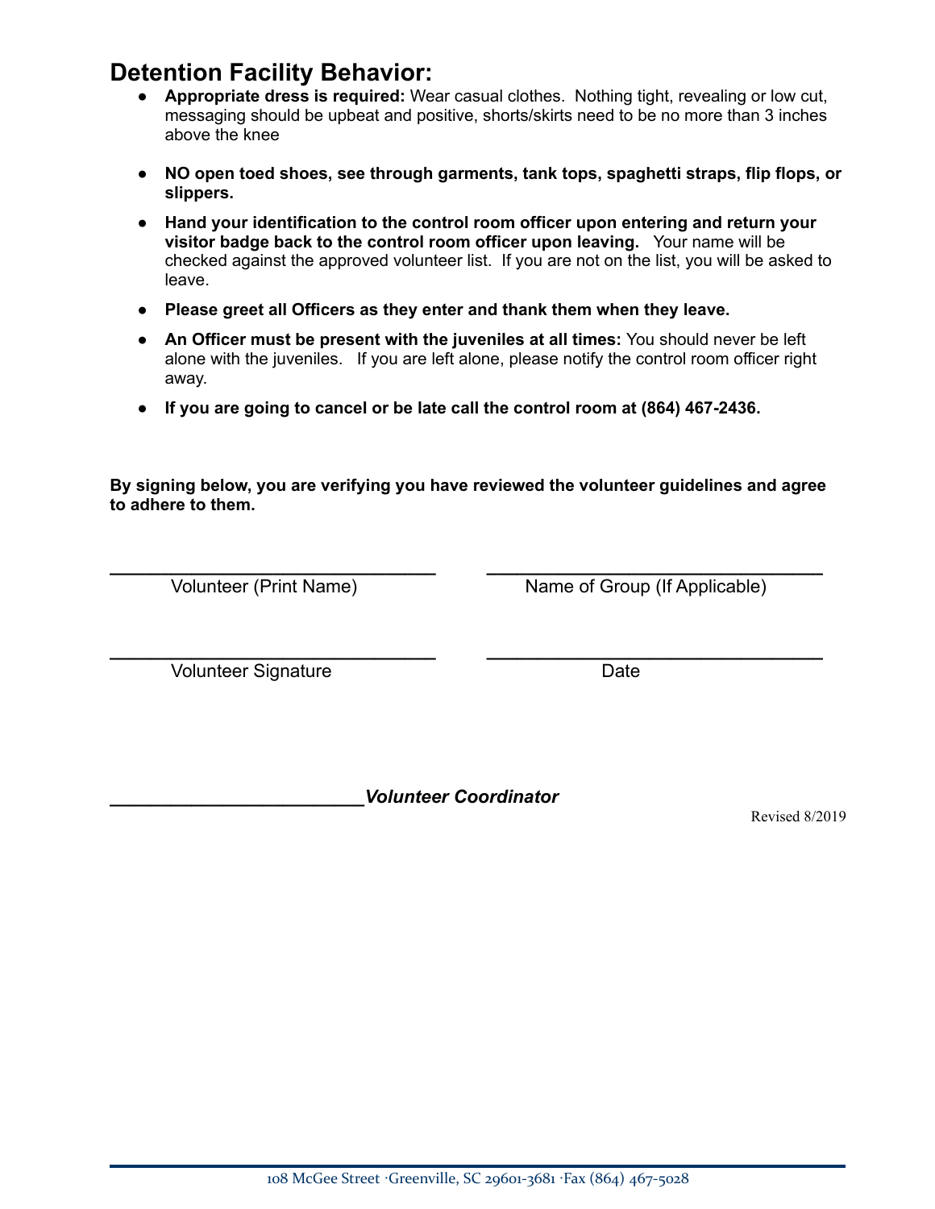## Detention Facility Behavior:

- **Appropriate dress is required:** Wear casual clothes. Nothing tight, revealing or low cut, messaging should be upbeat and positive, shorts/skirts need to be no more than 3 inches above the knee
- **NO open toed shoes, see through garments, tank tops, spaghetti straps, flip flops, or slippers.**
- **Hand your identification to the control room officer upon entering and return your visitor badge back to the control room officer upon leaving.** Your name will be checked against the approved volunteer list. If you are not on the list, you will be asked to leave.
- **Please greet all Officers as they enter and thank them when they leave.**
- **An Officer must be present with the juveniles at all times:** You should never be left alone with the juveniles. If you are left alone, please notify the control room officer right away.
- **If you are going to cancel or be late call the control room at (864) 467-2436.**

**By signing below, you are verifying you have reviewed the volunteer guidelines and agree to adhere to them.**

\_\_\_\_\_\_\_\_\_\_\_\_\_\_\_\_\_\_\_\_\_\_\_\_\_\_\_\_\_\_ Volunteer (Print Name)

\_\_\_\_\_\_\_\_\_\_\_\_\_\_\_\_\_\_\_\_\_\_\_\_\_\_\_\_\_\_ Name of Group (If Applicable)

\_\_\_\_\_\_\_\_\_\_\_\_\_\_\_\_\_\_\_\_\_\_\_\_\_\_\_\_\_\_ Volunteer Signature

\_\_\_\_\_\_\_\_\_\_\_\_\_\_\_\_\_\_\_\_\_\_\_\_\_\_\_\_\_\_ Date

\_\_\_\_\_\_\_\_\_\_\_\_\_\_\_\_\_\_\_\_\_\_\_\_\_***Volunteer Coordinator***

Revised 8/2019

108 McGee Street ·Greenville, SC 29601-3681 ·Fax (864) 467-5028